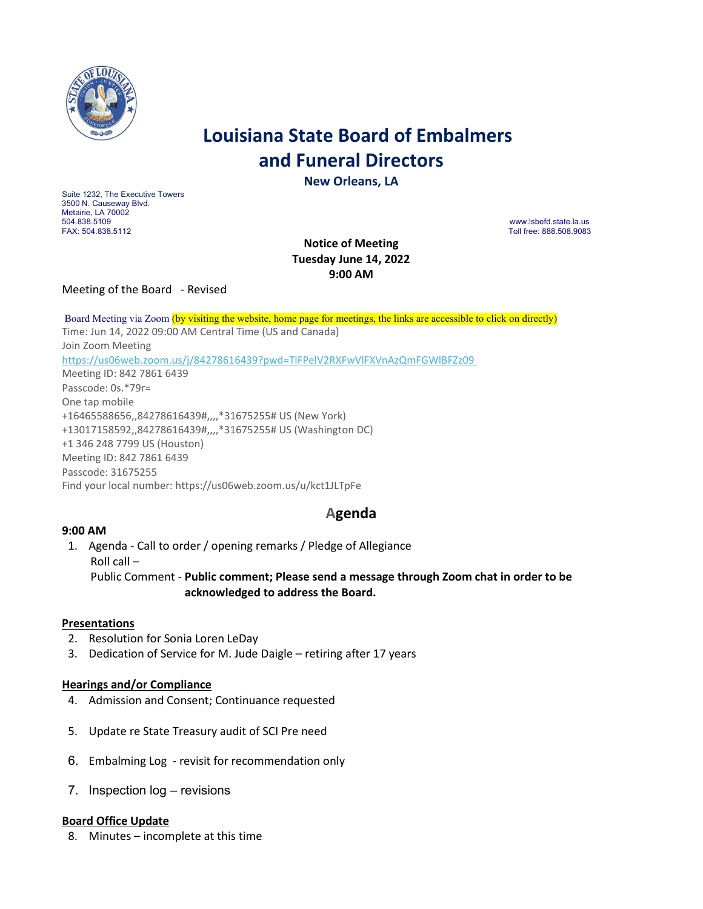# Louisiana State Board of Embalmers and Funeral Directors

**New Orleans, LA**

Suite 1232, The Executive Towers
3500 N. Causeway Blvd.
Metairie, LA 70002
504.838.5109
FAX: 504.838.5112

www.lsbefd.state.la.us
Toll free: 888.508.9083

**Notice of Meeting**
**Tuesday June 14, 2022**
**9:00 AM**

Meeting of the Board - Revised

Board Meeting via Zoom (by visiting the website, home page for meetings, the links are accessible to click on directly)
Time: Jun 14, 2022 09:00 AM Central Time (US and Canada)
Join Zoom Meeting
https://us06web.zoom.us/j/84278616439?pwd=TlFPelV2RXFwVlFXVnAzQmFGWlBFZz09
Meeting ID: 842 7861 6439
Passcode: 0s.*79r=
One tap mobile
+16465588656,,84278616439#,,,,*31675255# US (New York)
+13017158592,,84278616439#,,,,*31675255# US (Washington DC)
+1 346 248 7799 US (Houston)
Meeting ID: 842 7861 6439
Passcode: 31675255
Find your local number: https://us06web.zoom.us/u/kct1JLTpFe

## Agenda

**9:00 AM**

1. Agenda - Call to order / opening remarks / Pledge of Allegiance
   Roll call –
   Public Comment - **Public comment; Please send a message through Zoom chat in order to be acknowledged to address the Board.**

**Presentations**

2. Resolution for Sonia Loren LeDay
3. Dedication of Service for M. Jude Daigle – retiring after 17 years

**Hearings and/or Compliance**

4. Admission and Consent; Continuance requested
5. Update re State Treasury audit of SCI Pre need
6. Embalming Log - revisit for recommendation only
7. Inspection log – revisions

**Board Office Update**

8. Minutes – incomplete at this time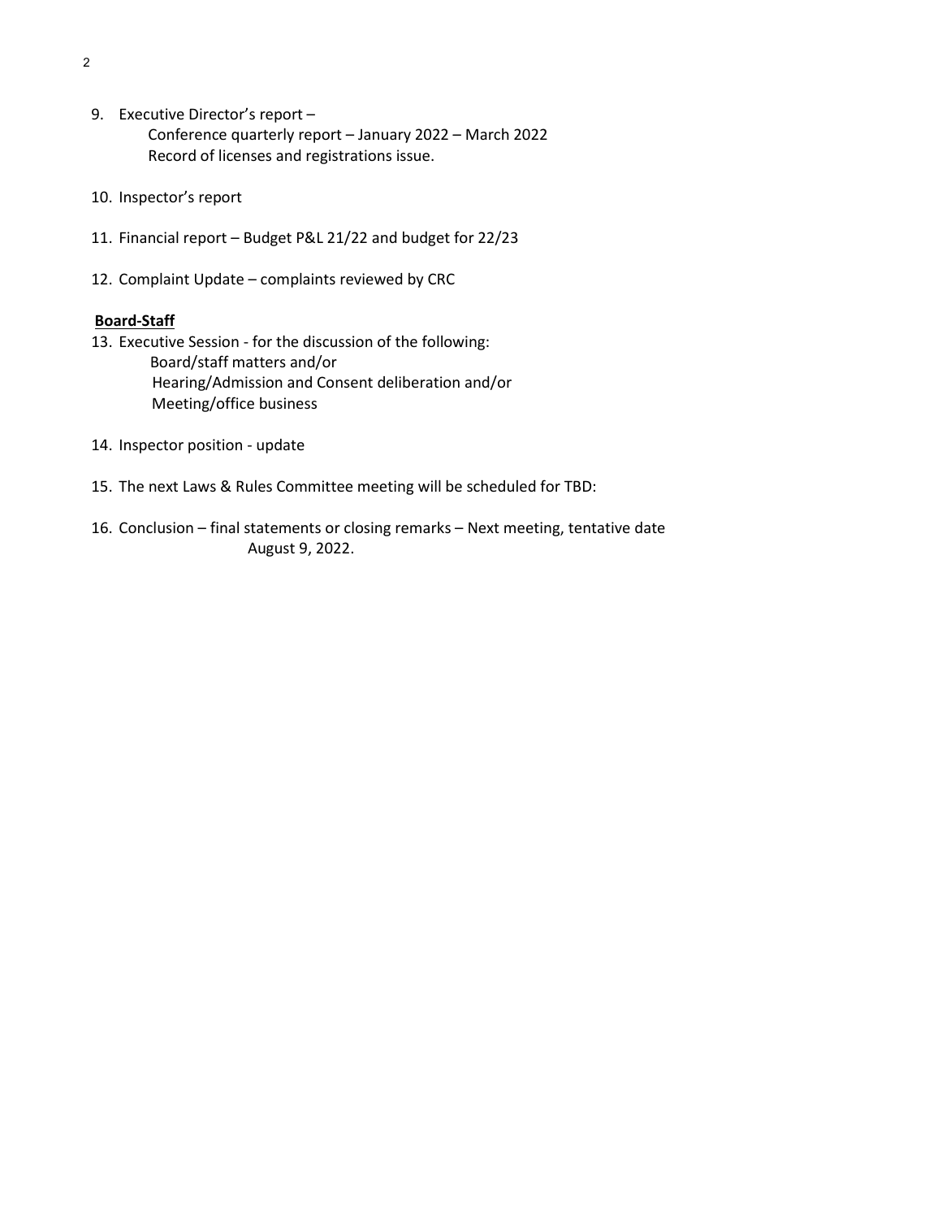9. Executive Director's report –
   Conference quarterly report – January 2022 – March 2022
   Record of licenses and registrations issue.

10. Inspector's report

11. Financial report – Budget P&L 21/22 and budget for 22/23

12. Complaint Update – complaints reviewed by CRC

**<u>Board-Staff</u>**

13. Executive Session - for the discussion of the following:
    Board/staff matters and/or
    Hearing/Admission and Consent deliberation and/or
    Meeting/office business

14. Inspector position - update

15. The next Laws & Rules Committee meeting will be scheduled for TBD:

16. Conclusion – final statements or closing remarks – Next meeting, tentative date
    August 9, 2022.